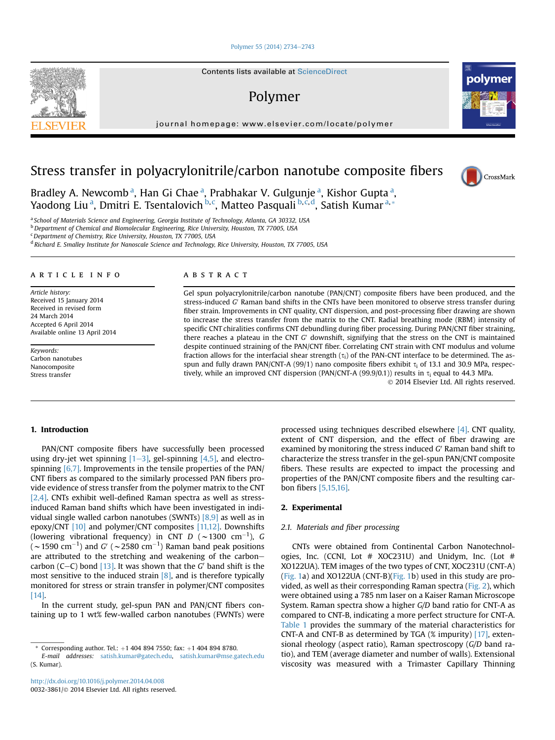# Stress transfer in polyacrylonitrile/carbon nanotube composite fibers

Bradley A. Newcomb [a], Han Gi Chae [a], Prabhakar V. Gulgunje [a], Kishor Gupta [a], Yaodong Liu [a], Dmitri E. Tsentalovich [b,c], Matteo Pasquali [b,c,d], Satish Kumar [a,*]

[a] School of Materials Science and Engineering, Georgia Institute of Technology, Atlanta, GA 30332, USA
[b] Department of Chemical and Biomolecular Engineering, Rice University, Houston, TX 77005, USA
[c] Department of Chemistry, Rice University, Houston, TX 77005, USA
[d] Richard E. Smalley Institute for Nanoscale Science and Technology, Rice University, Houston, TX 77005, USA

## ARTICLE INFO

*Article history:*
Received 15 January 2014
Received in revised form
24 March 2014
Accepted 6 April 2014
Available online 13 April 2014

*Keywords:*
Carbon nanotubes
Nanocomposite
Stress transfer

## ABSTRACT

Gel spun polyacrylonitrile/carbon nanotube (PAN/CNT) composite fibers have been produced, and the stress-induced *G′* Raman band shifts in the CNTs have been monitored to observe stress transfer during fiber strain. Improvements in CNT quality, CNT dispersion, and post-processing fiber drawing are shown to increase the stress transfer from the matrix to the CNT. Radial breathing mode (RBM) intensity of specific CNT chiralities confirms CNT debundling during fiber processing. During PAN/CNT fiber straining, there reaches a plateau in the CNT *G′* downshift, signifying that the stress on the CNT is maintained despite continued straining of the PAN/CNT fiber. Correlating CNT strain with CNT modulus and volume fraction allows for the interfacial shear strength ($\tau_i$) of the PAN-CNT interface to be determined. The as-spun and fully drawn PAN/CNT-A (99/1) nano composite fibers exhibit $\tau_i$ of 13.1 and 30.9 MPa, respectively, while an improved CNT dispersion (PAN/CNT-A (99.9/0.1)) results in $\tau_i$ equal to 44.3 MPa.

© 2014 Elsevier Ltd. All rights reserved.

## 1. Introduction

PAN/CNT composite fibers have successfully been processed using dry-jet wet spinning [1–3], gel-spinning [4,5], and electrospinning [6,7]. Improvements in the tensile properties of the PAN/CNT fibers as compared to the similarly processed PAN fibers provide evidence of stress transfer from the polymer matrix to the CNT [2,4]. CNTs exhibit well-defined Raman spectra as well as stress-induced Raman band shifts which have been investigated in individual single walled carbon nanotubes (SWNTs) [8,9] as well as in epoxy/CNT [10] and polymer/CNT composites [11,12]. Downshifts (lowering vibrational frequency) in CNT *D* (~1300 $cm^{-1}$), *G* (~1590 $cm^{-1}$) and *G′* (~2580 $cm^{-1}$) Raman band peak positions are attributed to the stretching and weakening of the carbon–carbon (C–C) bond [13]. It was shown that the *G′* band shift is the most sensitive to the induced strain [8], and is therefore typically monitored for stress or strain transfer in polymer/CNT composites [14].

In the current study, gel-spun PAN and PAN/CNT fibers containing up to 1 wt% few-walled carbon nanotubes (FWNTs) were processed using techniques described elsewhere [4]. CNT quality, extent of CNT dispersion, and the effect of fiber drawing are examined by monitoring the stress induced *G′* Raman band shift to characterize the stress transfer in the gel-spun PAN/CNT composite fibers. These results are expected to impact the processing and properties of the PAN/CNT composite fibers and the resulting carbon fibers [5,15,16].

## 2. Experimental

### 2.1. Materials and fiber processing

CNTs were obtained from Continental Carbon Nanotechnologies, Inc. (CCNI, Lot # XOC231U) and Unidym, Inc. (Lot # XO122UA). TEM images of the two types of CNT, XOC231U (CNT-A) (Fig. 1a) and XO122UA (CNT-B)(Fig. 1b) used in this study are provided, as well as their corresponding Raman spectra (Fig. 2), which were obtained using a 785 nm laser on a Kaiser Raman Microscope System. Raman spectra show a higher *G/D* band ratio for CNT-A as compared to CNT-B, indicating a more perfect structure for CNT-A. Table 1 provides the summary of the material characteristics for CNT-A and CNT-B as determined by TGA (% impurity) [17], extensional rheology (aspect ratio), Raman spectroscopy (*G/D* band ratio), and TEM (average diameter and number of walls). Extensional viscosity was measured with a Trimaster Capillary Thinning

* Corresponding author. Tel.: +1 404 894 7550; fax: +1 404 894 8780.
E-mail addresses: satish.kumar@gatech.edu, satish.kumar@mse.gatech.edu (S. Kumar).

http://dx.doi.org/10.1016/j.polymer.2014.04.008
0032-3861/© 2014 Elsevier Ltd. All rights reserved.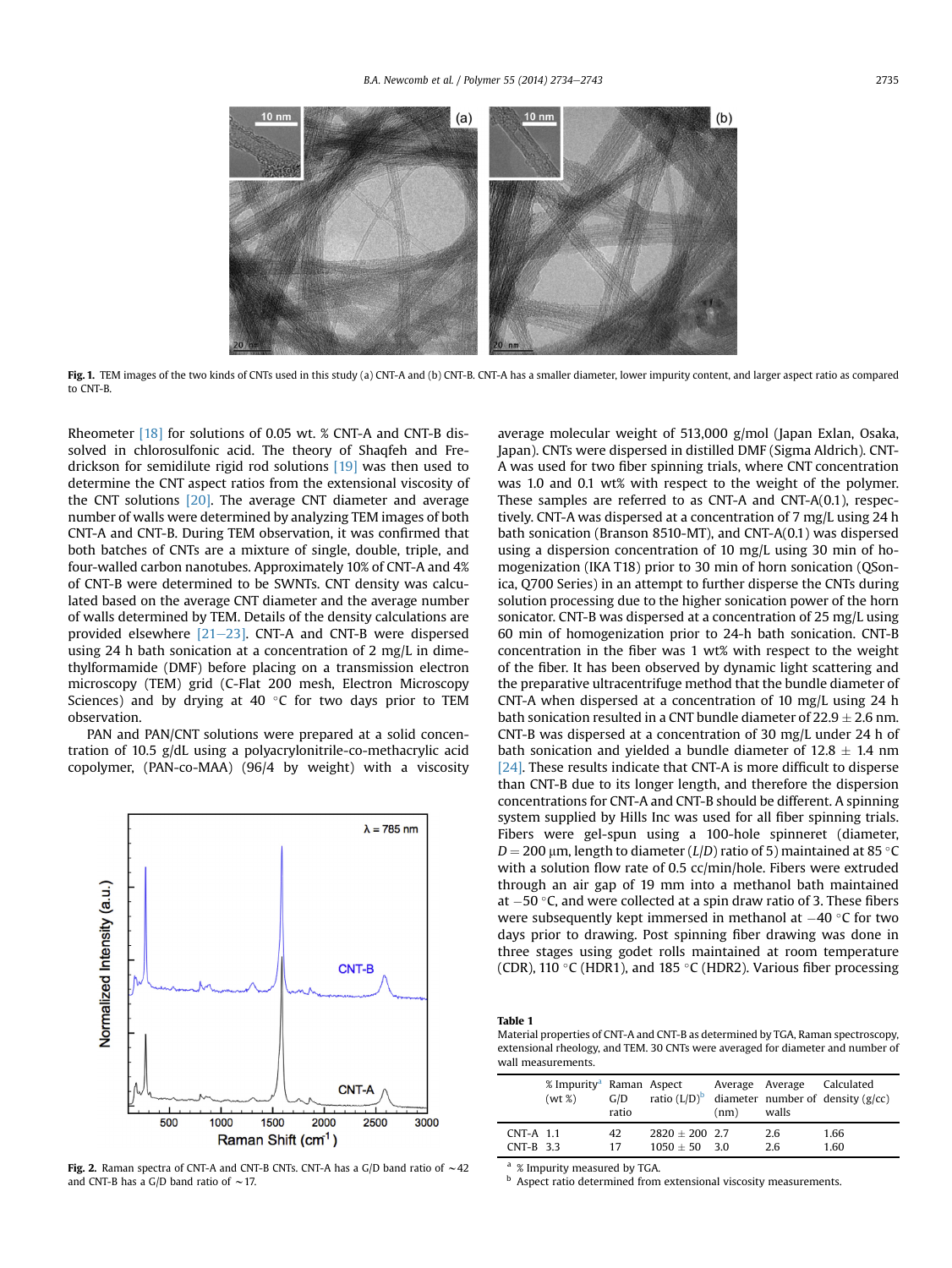Fig. 1. TEM images of the two kinds of CNTs used in this study (a) CNT-A and (b) CNT-B. CNT-A has a smaller diameter, lower impurity content, and larger aspect ratio as compared to CNT-B.

Rheometer [18] for solutions of 0.05 wt. % CNT-A and CNT-B dissolved in chlorosulfonic acid. The theory of Shaqfeh and Fredrickson for semidilute rigid rod solutions [19] was then used to determine the CNT aspect ratios from the extensional viscosity of the CNT solutions [20]. The average CNT diameter and average number of walls were determined by analyzing TEM images of both CNT-A and CNT-B. During TEM observation, it was confirmed that both batches of CNTs are a mixture of single, double, triple, and four-walled carbon nanotubes. Approximately 10% of CNT-A and 4% of CNT-B were determined to be SWNTs. CNT density was calculated based on the average CNT diameter and the average number of walls determined by TEM. Details of the density calculations are provided elsewhere [21–23]. CNT-A and CNT-B were dispersed using 24 h bath sonication at a concentration of 2 mg/L in dimethylformamide (DMF) before placing on a transmission electron microscopy (TEM) grid (C-Flat 200 mesh, Electron Microscopy Sciences) and by drying at 40 °C for two days prior to TEM observation.

PAN and PAN/CNT solutions were prepared at a solid concentration of 10.5 g/dL using a polyacrylonitrile-co-methacrylic acid copolymer, (PAN-co-MAA) (96/4 by weight) with a viscosity average molecular weight of 513,000 g/mol (Japan Exlan, Osaka, Japan). CNTs were dispersed in distilled DMF (Sigma Aldrich). CNT-A was used for two fiber spinning trials, where CNT concentration was 1.0 and 0.1 wt% with respect to the weight of the polymer. These samples are referred to as CNT-A and CNT-A(0.1), respectively. CNT-A was dispersed at a concentration of 7 mg/L using 24 h bath sonication (Branson 8510-MT), and CNT-A(0.1) was dispersed using a dispersion concentration of 10 mg/L using 30 min of homogenization (IKA T18) prior to 30 min of horn sonication (QSonica, Q700 Series) in an attempt to further disperse the CNTs during solution processing due to the higher sonication power of the horn sonicator. CNT-B was dispersed at a concentration of 25 mg/L using 60 min of homogenization prior to 24-h bath sonication. CNT-B concentration in the fiber was 1 wt% with respect to the weight of the fiber. It has been observed by dynamic light scattering and the preparative ultracentrifuge method that the bundle diameter of CNT-A when dispersed at a concentration of 10 mg/L using 24 h bath sonication resulted in a CNT bundle diameter of $22.9 \pm 2.6$ nm. CNT-B was dispersed at a concentration of 30 mg/L under 24 h of bath sonication and yielded a bundle diameter of $12.8 \pm 1.4$ nm [24]. These results indicate that CNT-A is more difficult to disperse than CNT-B due to its longer length, and therefore the dispersion concentrations for CNT-A and CNT-B should be different. A spinning system supplied by Hills Inc was used for all fiber spinning trials. Fibers were gel-spun using a 100-hole spinneret (diameter, $D = 200$ µm, length to diameter ($L/D$) ratio of 5) maintained at 85 °C with a solution flow rate of 0.5 cc/min/hole. Fibers were extruded through an air gap of 19 mm into a methanol bath maintained at −50 °C, and were collected at a spin draw ratio of 3. These fibers were subsequently kept immersed in methanol at −40 °C for two days prior to drawing. Post spinning fiber drawing was done in three stages using godet rolls maintained at room temperature (CDR), 110 °C (HDR1), and 185 °C (HDR2). Various fiber processing

Fig. 2. Raman spectra of CNT-A and CNT-B CNTs. CNT-A has a G/D band ratio of ~42 and CNT-B has a G/D band ratio of ~17.

**Table 1**
Material properties of CNT-A and CNT-B as determined by TGA, Raman spectroscopy, extensional rheology, and TEM. 30 CNTs were averaged for diameter and number of wall measurements.

| | % Impurity[a] (wt %) | Raman G/D ratio | Aspect ratio (L/D)[b] | Average diameter (nm) | Average number of walls | Calculated density (g/cc) |
|---|---|---|---|---|---|---|
| CNT-A | 1.1 | 42 | $2820 \pm 200$ | 2.7 | 2.6 | 1.66 |
| CNT-B | 3.3 | 17 | $1050 \pm 50$ | 3.0 | 2.6 | 1.60 |

[a] % Impurity measured by TGA.
[b] Aspect ratio determined from extensional viscosity measurements.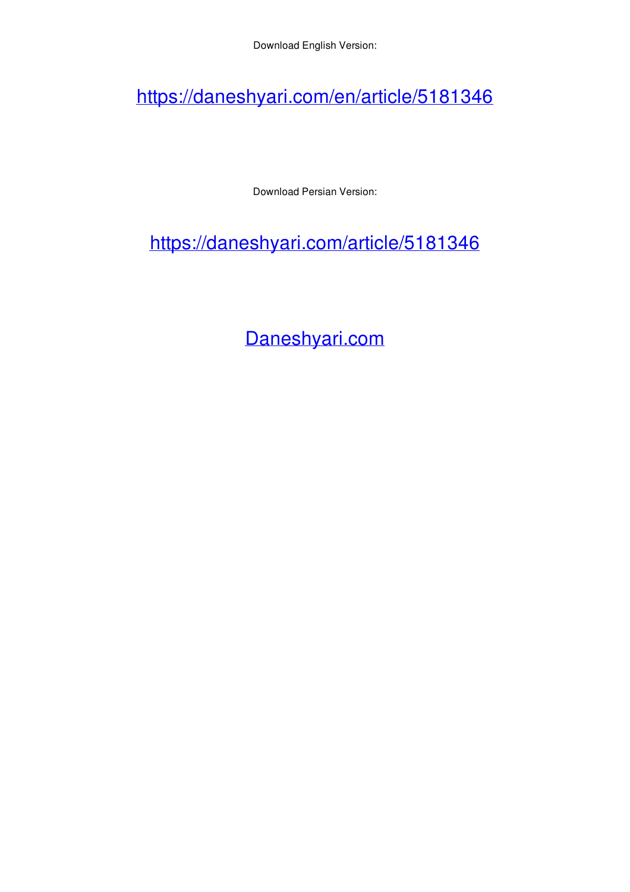Download English Version:

https://daneshyari.com/en/article/5181346

Download Persian Version:

https://daneshyari.com/article/5181346

Daneshyari.com